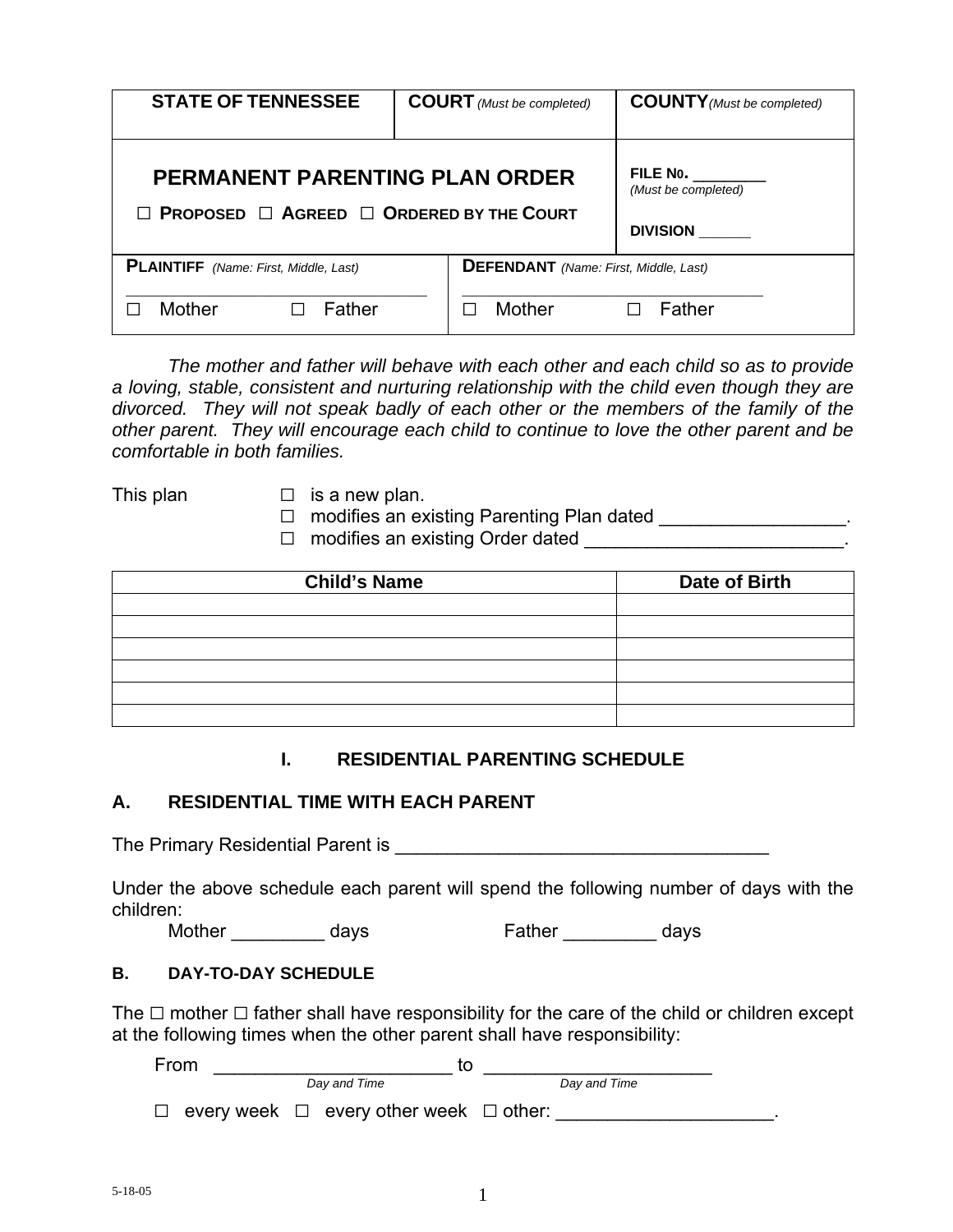| STATE OF TENNESSEE | COURT *(Must be completed)* | COUNTY *(Must be completed)* |
|---|---|---|
| **PERMANENT PARENTING PLAN ORDER**<br>☐ PROPOSED ☐ AGREED ☐ ORDERED BY THE COURT | | FILE No. ________ *(Must be completed)*<br>DIVISION ______ |
| **PLAINTIFF** *(Name: First, Middle, Last)*<br>______________________________<br>☐ Mother ☐ Father | **DEFENDANT** *(Name: First, Middle, Last)*<br>______________________________<br>☐ Mother ☐ Father | |

*The mother and father will behave with each other and each child so as to provide a loving, stable, consistent and nurturing relationship with the child even though they are divorced. They will not speak badly of each other or the members of the family of the other parent. They will encourage each child to continue to love the other parent and be comfortable in both families.*

This plan
- ☐ is a new plan.
- ☐ modifies an existing Parenting Plan dated __________________.
- ☐ modifies an existing Order dated _________________________.

| Child's Name | Date of Birth |
|---|---|
| | |
| | |
| | |
| | |
| | |
| | |

## I. RESIDENTIAL PARENTING SCHEDULE

### A. RESIDENTIAL TIME WITH EACH PARENT

The Primary Residential Parent is ____________________________________

Under the above schedule each parent will spend the following number of days with the children:

Mother _________ days Father _________ days

### B. DAY-TO-DAY SCHEDULE

The ☐ mother ☐ father shall have responsibility for the care of the child or children except at the following times when the other parent shall have responsibility:

From _______________________ to ______________________
*Day and Time* *Day and Time*

☐ every week ☐ every other week ☐ other: _____________________.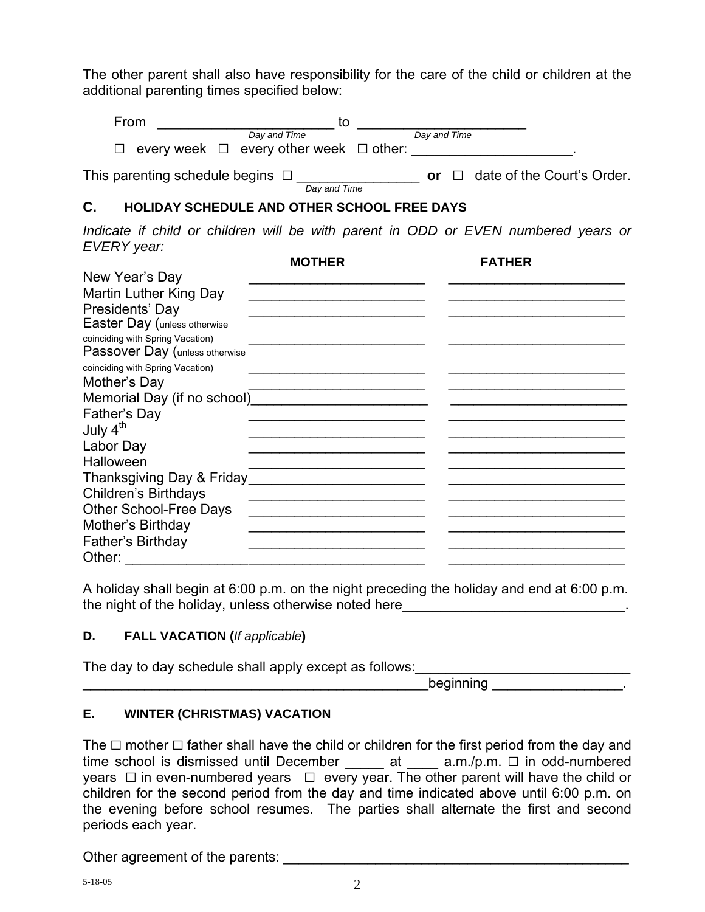The other parent shall also have responsibility for the care of the child or children at the additional parenting times specified below:

From _______________________ to _______________________
*Day and Time* *Day and Time*

☐ every week ☐ every other week ☐ other: _____________________.

This parenting schedule begins ☐ _________________ **or** ☐ date of the Court's Order.
*Day and Time*

### C. HOLIDAY SCHEDULE AND OTHER SCHOOL FREE DAYS

*Indicate if child or children will be with parent in ODD or EVEN numbered years or EVERY year:*

| | **MOTHER** | **FATHER** |
|---|---|---|
| New Year's Day | ________________________ | ________________________ |
| Martin Luther King Day | ________________________ | ________________________ |
| Presidents' Day | ________________________ | ________________________ |
| Easter Day (unless otherwise coinciding with Spring Vacation) | ________________________ | ________________________ |
| Passover Day (unless otherwise coinciding with Spring Vacation) | ________________________ | ________________________ |
| Mother's Day | ________________________ | ________________________ |
| Memorial Day (if no school) | ________________________ | ________________________ |
| Father's Day | ________________________ | ________________________ |
| July 4th | ________________________ | ________________________ |
| Labor Day | ________________________ | ________________________ |
| Halloween | ________________________ | ________________________ |
| Thanksgiving Day & Friday | ________________________ | ________________________ |
| Children's Birthdays | ________________________ | ________________________ |
| Other School-Free Days | ________________________ | ________________________ |
| Mother's Birthday | ________________________ | ________________________ |
| Father's Birthday | ________________________ | ________________________ |
| Other: ________________ | ________________________ | ________________________ |

A holiday shall begin at 6:00 p.m. on the night preceding the holiday and end at 6:00 p.m. the night of the holiday, unless otherwise noted here______________________________.

### D. FALL VACATION (*If applicable*)

The day to day schedule shall apply except as follows:____________________________
______________________________________________beginning _________________.

### E. WINTER (CHRISTMAS) VACATION

The ☐ mother ☐ father shall have the child or children for the first period from the day and time school is dismissed until December _____ at ____ a.m./p.m. ☐ in odd-numbered years ☐ in even-numbered years ☐ every year. The other parent will have the child or children for the second period from the day and time indicated above until 6:00 p.m. on the evening before school resumes. The parties shall alternate the first and second periods each year.

Other agreement of the parents: ______________________________________________

5-18-05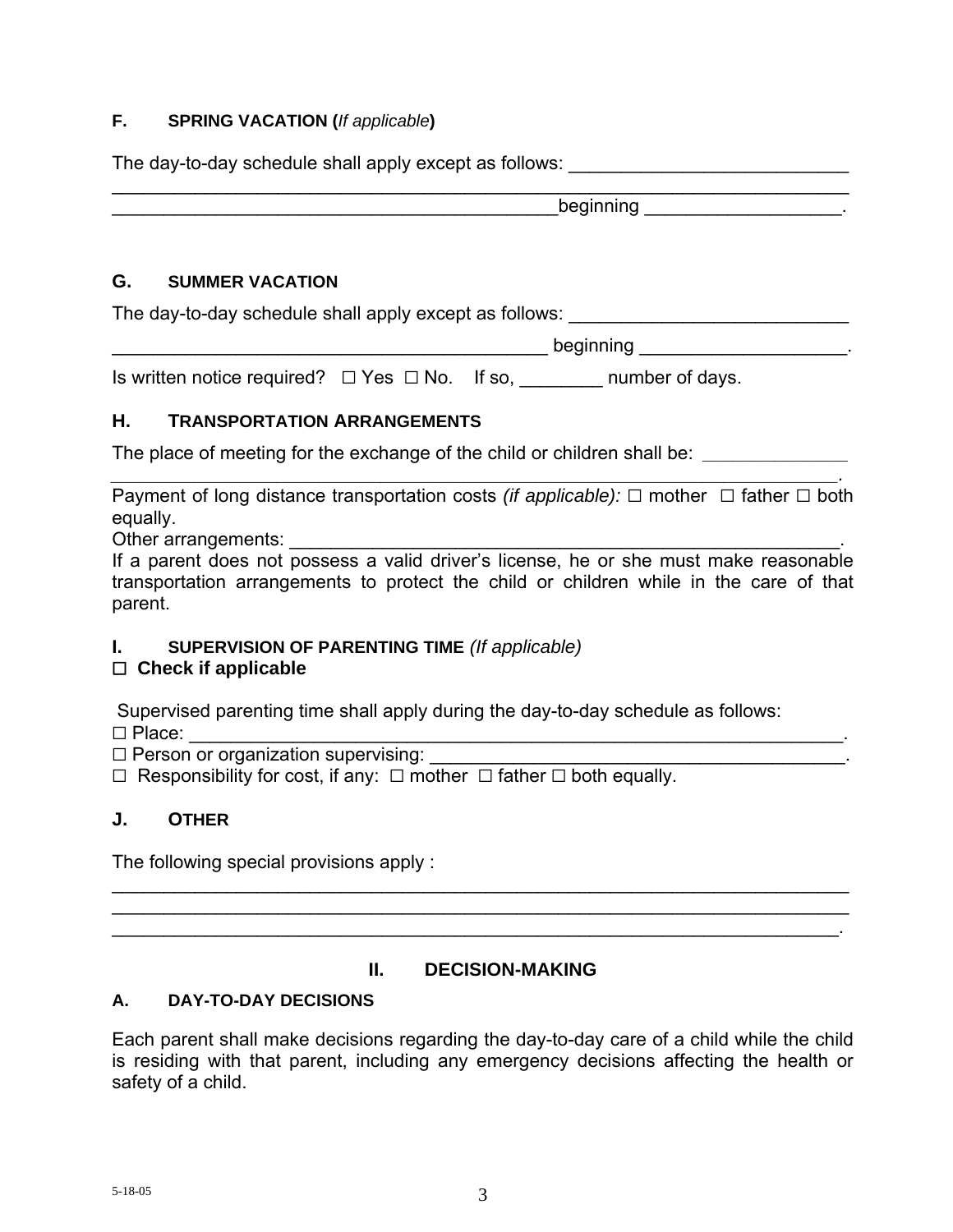### F. SPRING VACATION (*If applicable*)

The day-to-day schedule shall apply except as follows: ___________________________
_______________________________________________________________________
___________________________________________beginning ___________________.

### G. SUMMER VACATION

The day-to-day schedule shall apply except as follows: ___________________________
__________________________________________ beginning ____________________.

Is written notice required? ☐ Yes ☐ No. If so, ________ number of days.

### H. TRANSPORTATION ARRANGEMENTS

The place of meeting for the exchange of the child or children shall be: ______________
_______________________________________________________________________.

Payment of long distance transportation costs *(if applicable):* ☐ mother ☐ father ☐ both equally.

Other arrangements: _______________________________________________________.

If a parent does not possess a valid driver's license, he or she must make reasonable transportation arrangements to protect the child or children while in the care of that parent.

### I. SUPERVISION OF PARENTING TIME *(If applicable)*

☐ **Check if applicable**

Supervised parenting time shall apply during the day-to-day schedule as follows:

☐ Place: _______________________________________________________________.
☐ Person or organization supervising: ________________________________________.
☐ Responsibility for cost, if any: ☐ mother ☐ father ☐ both equally.

### J. OTHER

The following special provisions apply :
_______________________________________________________________________
_______________________________________________________________________
_______________________________________________________________________.

## II. DECISION-MAKING

### A. DAY-TO-DAY DECISIONS

Each parent shall make decisions regarding the day-to-day care of a child while the child is residing with that parent, including any emergency decisions affecting the health or safety of a child.

5-18-05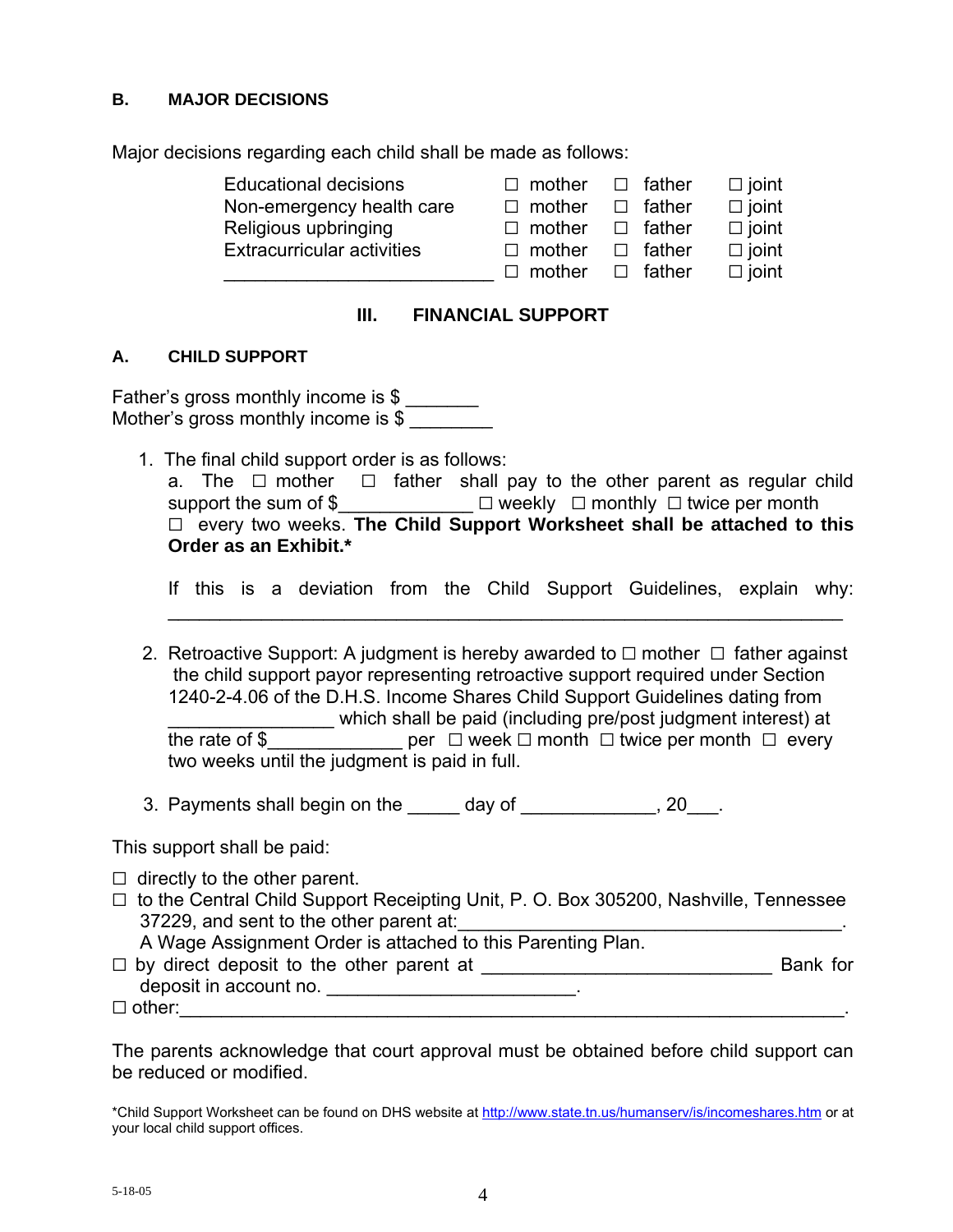## B. MAJOR DECISIONS

Major decisions regarding each child shall be made as follows:

| | | | |
|---|---|---|---|
| Educational decisions | ☐ mother | ☐ father | ☐ joint |
| Non-emergency health care | ☐ mother | ☐ father | ☐ joint |
| Religious upbringing | ☐ mother | ☐ father | ☐ joint |
| Extracurricular activities | ☐ mother | ☐ father | ☐ joint |
| ________________________ | ☐ mother | ☐ father | ☐ joint |

# III. FINANCIAL SUPPORT

## A. CHILD SUPPORT

Father's gross monthly income is $ _______
Mother's gross monthly income is $ ________

1. The final child support order is as follows:
   a. The ☐ mother ☐ father shall pay to the other parent as regular child support the sum of $_____________ ☐ weekly ☐ monthly ☐ twice per month ☐ every two weeks. **The Child Support Worksheet shall be attached to this Order as an Exhibit.***

   If this is a deviation from the Child Support Guidelines, explain why: ____________________________________________________________

2. Retroactive Support: A judgment is hereby awarded to ☐ mother ☐ father against the child support payor representing retroactive support required under Section 1240-2-4.06 of the D.H.S. Income Shares Child Support Guidelines dating from ________________ which shall be paid (including pre/post judgment interest) at the rate of $_____________ per ☐ week ☐ month ☐ twice per month ☐ every two weeks until the judgment is paid in full.

3. Payments shall begin on the _____ day of _____________, 20___.

This support shall be paid:

☐ directly to the other parent.
☐ to the Central Child Support Receipting Unit, P. O. Box 305200, Nashville, Tennessee 37229, and sent to the other parent at:_____________________________________. A Wage Assignment Order is attached to this Parenting Plan.
☐ by direct deposit to the other parent at ____________________________ Bank for deposit in account no. ________________________.
☐ other:_________________________________________________________________.

The parents acknowledge that court approval must be obtained before child support can be reduced or modified.

*Child Support Worksheet can be found on DHS website at http://www.state.tn.us/humanserv/is/incomeshares.htm or at your local child support offices.

5-18-05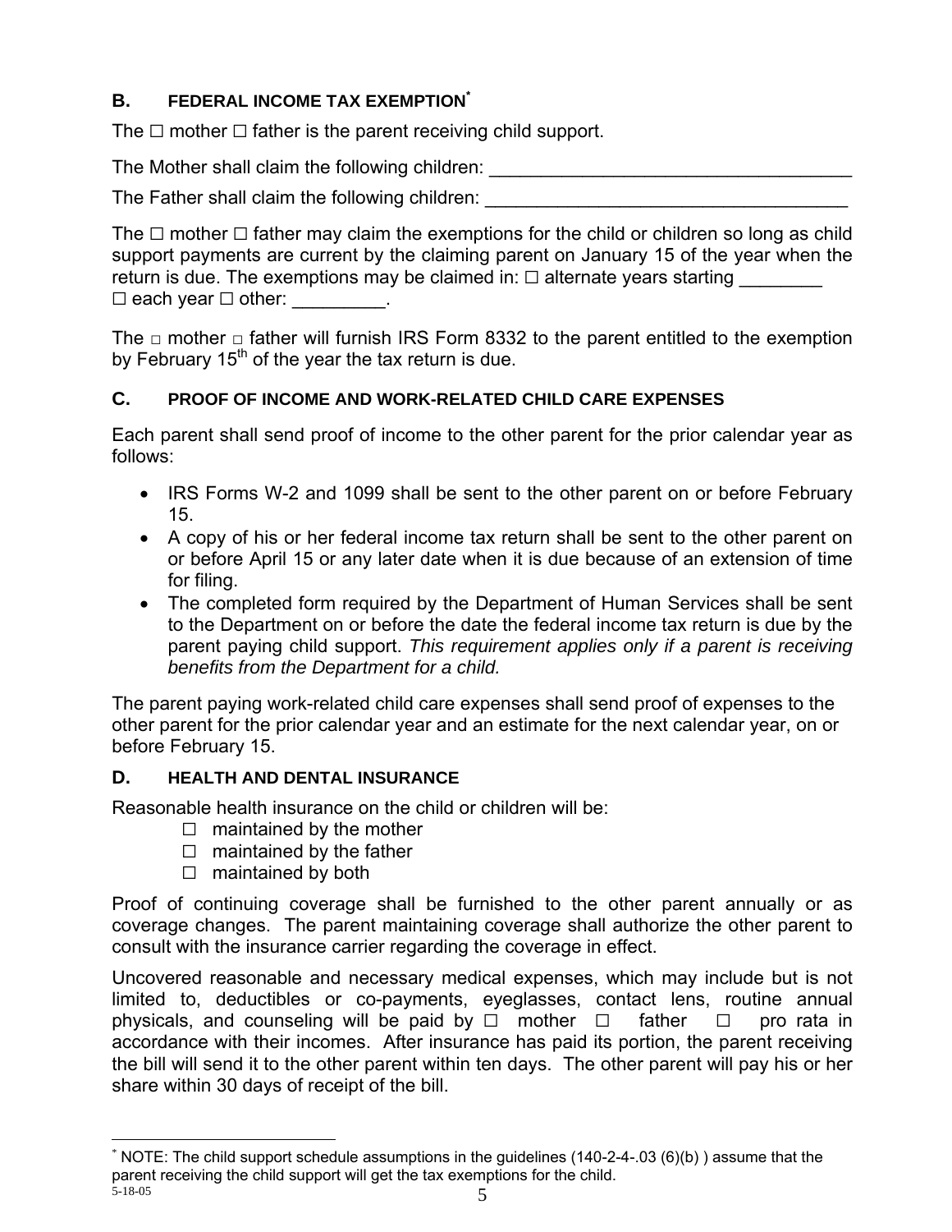## B. FEDERAL INCOME TAX EXEMPTION*

The ☐ mother ☐ father is the parent receiving child support.

The Mother shall claim the following children: ___________________________________

The Father shall claim the following children: ___________________________________

The ☐ mother ☐ father may claim the exemptions for the child or children so long as child support payments are current by the claiming parent on January 15 of the year when the return is due. The exemptions may be claimed in: ☐ alternate years starting ________ ☐ each year ☐ other: _________.

The ☐ mother ☐ father will furnish IRS Form 8332 to the parent entitled to the exemption by February 15th of the year the tax return is due.

## C. PROOF OF INCOME AND WORK-RELATED CHILD CARE EXPENSES

Each parent shall send proof of income to the other parent for the prior calendar year as follows:

- IRS Forms W-2 and 1099 shall be sent to the other parent on or before February 15.
- A copy of his or her federal income tax return shall be sent to the other parent on or before April 15 or any later date when it is due because of an extension of time for filing.
- The completed form required by the Department of Human Services shall be sent to the Department on or before the date the federal income tax return is due by the parent paying child support. *This requirement applies only if a parent is receiving benefits from the Department for a child.*

The parent paying work-related child care expenses shall send proof of expenses to the other parent for the prior calendar year and an estimate for the next calendar year, on or before February 15.

## D. HEALTH AND DENTAL INSURANCE

Reasonable health insurance on the child or children will be:

- ☐ maintained by the mother
- ☐ maintained by the father
- ☐ maintained by both

Proof of continuing coverage shall be furnished to the other parent annually or as coverage changes. The parent maintaining coverage shall authorize the other parent to consult with the insurance carrier regarding the coverage in effect.

Uncovered reasonable and necessary medical expenses, which may include but is not limited to, deductibles or co-payments, eyeglasses, contact lens, routine annual physicals, and counseling will be paid by ☐ mother ☐ father ☐ pro rata in accordance with their incomes. After insurance has paid its portion, the parent receiving the bill will send it to the other parent within ten days. The other parent will pay his or her share within 30 days of receipt of the bill.

---

* NOTE: The child support schedule assumptions in the guidelines (140-2-4-.03 (6)(b) ) assume that the parent receiving the child support will get the tax exemptions for the child.

5-18-05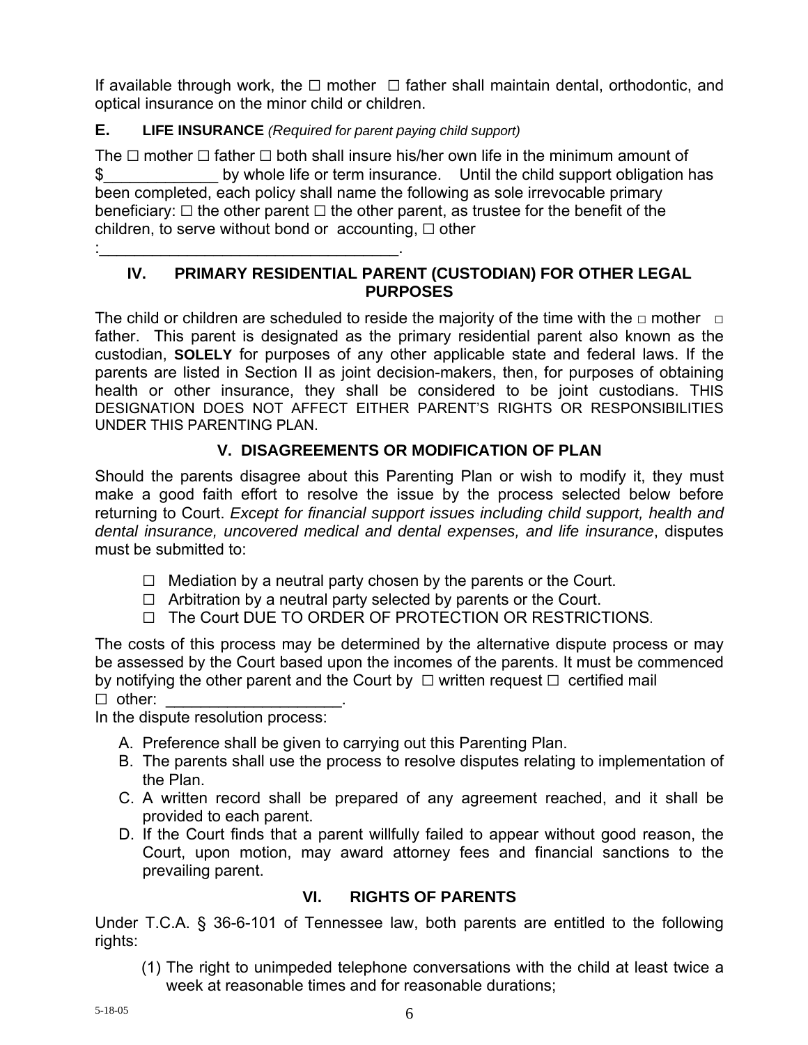If available through work, the ☐ mother ☐ father shall maintain dental, orthodontic, and optical insurance on the minor child or children.

**E. LIFE INSURANCE** *(Required for parent paying child support)*

The ☐ mother ☐ father ☐ both shall insure his/her own life in the minimum amount of $_____________ by whole life or term insurance. Until the child support obligation has been completed, each policy shall name the following as sole irrevocable primary beneficiary: ☐ the other parent ☐ the other parent, as trustee for the benefit of the children, to serve without bond or accounting, ☐ other :__________________________________.

## IV. PRIMARY RESIDENTIAL PARENT (CUSTODIAN) FOR OTHER LEGAL PURPOSES

The child or children are scheduled to reside the majority of the time with the ☐ mother ☐ father. This parent is designated as the primary residential parent also known as the custodian, **SOLELY** for purposes of any other applicable state and federal laws. If the parents are listed in Section II as joint decision-makers, then, for purposes of obtaining health or other insurance, they shall be considered to be joint custodians. THIS DESIGNATION DOES NOT AFFECT EITHER PARENT'S RIGHTS OR RESPONSIBILITIES UNDER THIS PARENTING PLAN.

## V. DISAGREEMENTS OR MODIFICATION OF PLAN

Should the parents disagree about this Parenting Plan or wish to modify it, they must make a good faith effort to resolve the issue by the process selected below before returning to Court. *Except for financial support issues including child support, health and dental insurance, uncovered medical and dental expenses, and life insurance*, disputes must be submitted to:

☐ Mediation by a neutral party chosen by the parents or the Court.
☐ Arbitration by a neutral party selected by parents or the Court.
☐ The Court DUE TO ORDER OF PROTECTION OR RESTRICTIONS.

The costs of this process may be determined by the alternative dispute process or may be assessed by the Court based upon the incomes of the parents. It must be commenced by notifying the other parent and the Court by ☐ written request ☐ certified mail ☐ other: ____________________.
In the dispute resolution process:

A. Preference shall be given to carrying out this Parenting Plan.
B. The parents shall use the process to resolve disputes relating to implementation of the Plan.
C. A written record shall be prepared of any agreement reached, and it shall be provided to each parent.
D. If the Court finds that a parent willfully failed to appear without good reason, the Court, upon motion, may award attorney fees and financial sanctions to the prevailing parent.

## VI. RIGHTS OF PARENTS

Under T.C.A. § 36-6-101 of Tennessee law, both parents are entitled to the following rights:

(1) The right to unimpeded telephone conversations with the child at least twice a week at reasonable times and for reasonable durations;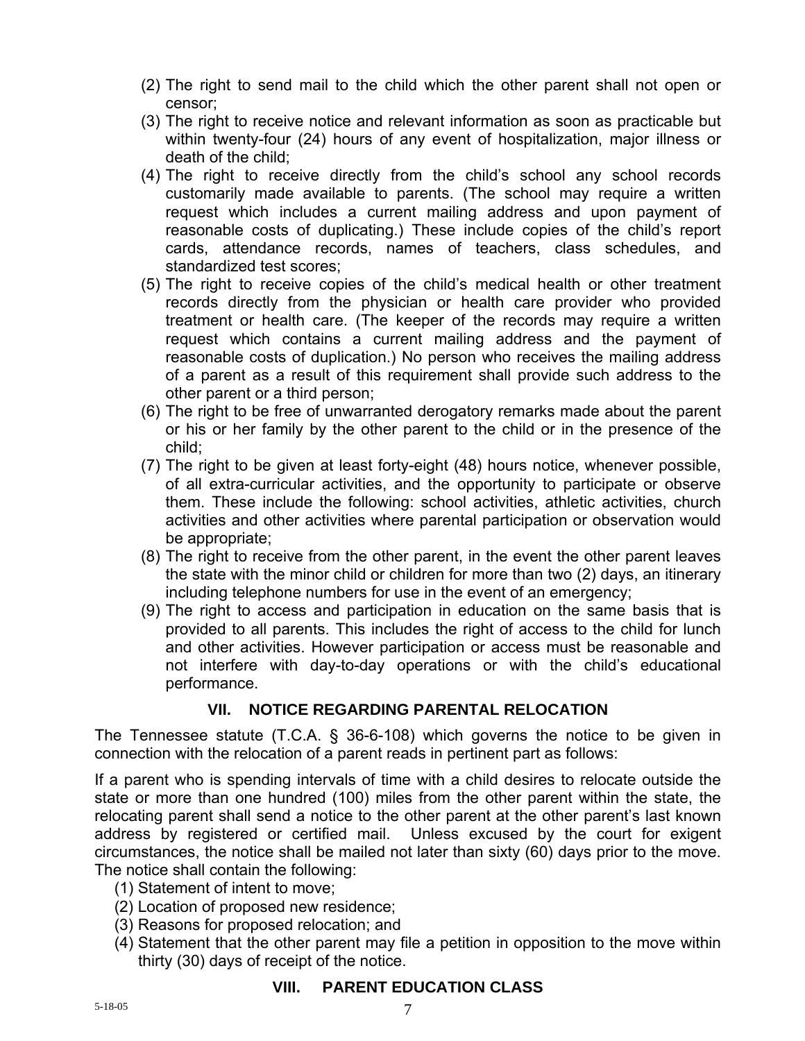(2) The right to send mail to the child which the other parent shall not open or censor;
(3) The right to receive notice and relevant information as soon as practicable but within twenty-four (24) hours of any event of hospitalization, major illness or death of the child;
(4) The right to receive directly from the child's school any school records customarily made available to parents. (The school may require a written request which includes a current mailing address and upon payment of reasonable costs of duplicating.) These include copies of the child's report cards, attendance records, names of teachers, class schedules, and standardized test scores;
(5) The right to receive copies of the child's medical health or other treatment records directly from the physician or health care provider who provided treatment or health care. (The keeper of the records may require a written request which contains a current mailing address and the payment of reasonable costs of duplication.) No person who receives the mailing address of a parent as a result of this requirement shall provide such address to the other parent or a third person;
(6) The right to be free of unwarranted derogatory remarks made about the parent or his or her family by the other parent to the child or in the presence of the child;
(7) The right to be given at least forty-eight (48) hours notice, whenever possible, of all extra-curricular activities, and the opportunity to participate or observe them. These include the following: school activities, athletic activities, church activities and other activities where parental participation or observation would be appropriate;
(8) The right to receive from the other parent, in the event the other parent leaves the state with the minor child or children for more than two (2) days, an itinerary including telephone numbers for use in the event of an emergency;
(9) The right to access and participation in education on the same basis that is provided to all parents. This includes the right of access to the child for lunch and other activities. However participation or access must be reasonable and not interfere with day-to-day operations or with the child's educational performance.

## VII. NOTICE REGARDING PARENTAL RELOCATION

The Tennessee statute (T.C.A. § 36-6-108) which governs the notice to be given in connection with the relocation of a parent reads in pertinent part as follows:

If a parent who is spending intervals of time with a child desires to relocate outside the state or more than one hundred (100) miles from the other parent within the state, the relocating parent shall send a notice to the other parent at the other parent's last known address by registered or certified mail. Unless excused by the court for exigent circumstances, the notice shall be mailed not later than sixty (60) days prior to the move. The notice shall contain the following:

(1) Statement of intent to move;
(2) Location of proposed new residence;
(3) Reasons for proposed relocation; and
(4) Statement that the other parent may file a petition in opposition to the move within thirty (30) days of receipt of the notice.

## VIII. PARENT EDUCATION CLASS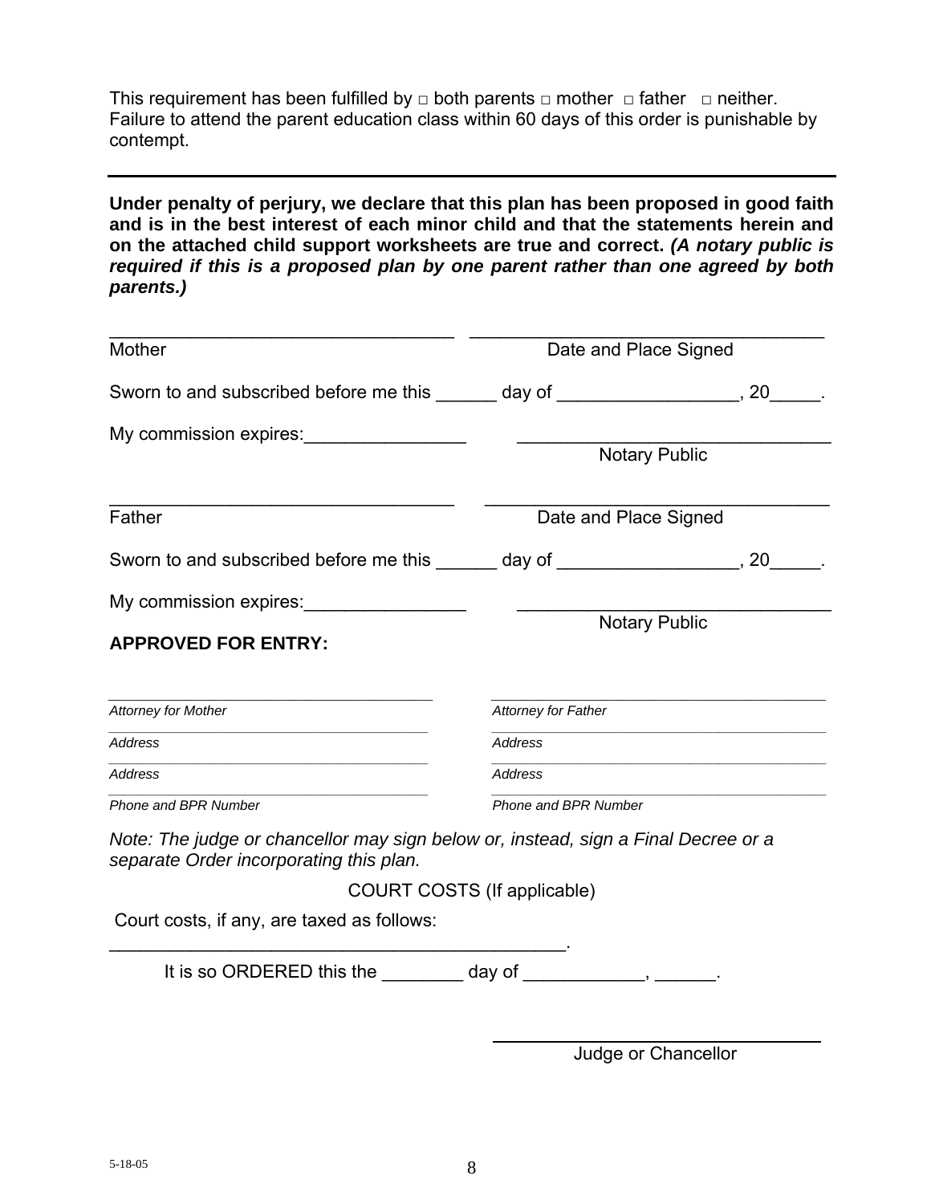This requirement has been fulfilled by □ both parents □ mother □ father □ neither. Failure to attend the parent education class within 60 days of this order is punishable by contempt.

---

**Under penalty of perjury, we declare that this plan has been proposed in good faith and is in the best interest of each minor child and that the statements herein and on the attached child support worksheets are true and correct. *(A notary public is required if this is a proposed plan by one parent rather than one agreed by both parents.)***

_________________________________ _________________________________
Mother Date and Place Signed

Sworn to and subscribed before me this ______ day of _________________, 20_____.

My commission expires:_______________ _____________________________
Notary Public

_________________________________ _________________________________
Father Date and Place Signed

Sworn to and subscribed before me this ______ day of _________________, 20_____.

My commission expires:_______________ _____________________________
Notary Public

**APPROVED FOR ENTRY:**

| | |
|---|---|
| *Attorney for Mother* | *Attorney for Father* |
| *Address* | *Address* |
| *Address* | *Address* |
| *Phone and BPR Number* | *Phone and BPR Number* |

*Note: The judge or chancellor may sign below or, instead, sign a Final Decree or a separate Order incorporating this plan.*

COURT COSTS (If applicable)

Court costs, if any, are taxed as follows: _____________________________________________.

It is so ORDERED this the ________ day of ____________, ______.

_____________________________
Judge or Chancellor

5-18-05